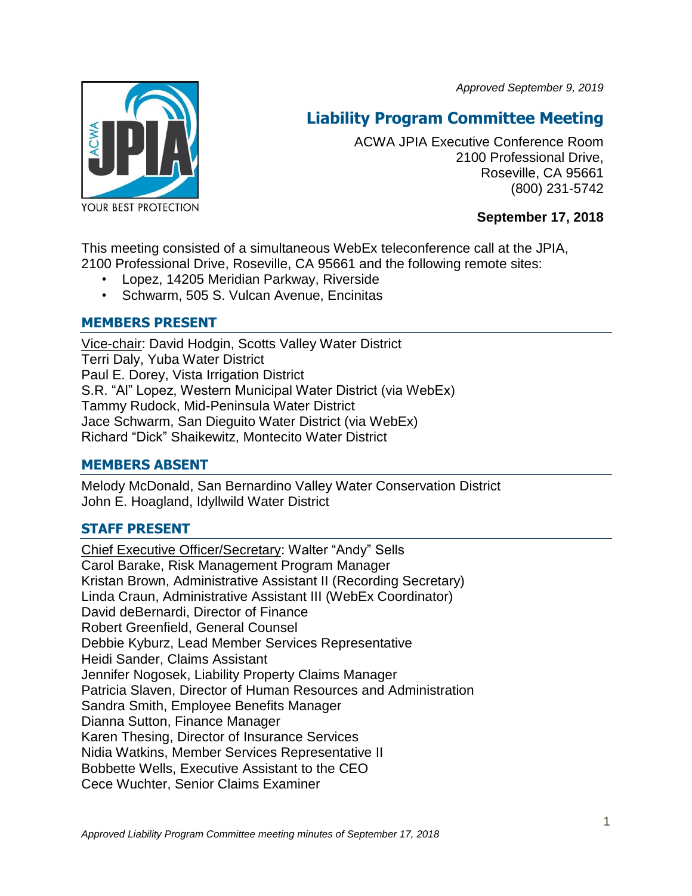*Approved September 9, 2019*

# Liability Program Committee Meeting

ACWA JPIA Executive Conference Room
2100 Professional Drive,
Roseville, CA 95661
(800) 231-5742

**September 17, 2018**

This meeting consisted of a simultaneous WebEx teleconference call at the JPIA, 2100 Professional Drive, Roseville, CA 95661 and the following remote sites:

- Lopez, 14205 Meridian Parkway, Riverside
- Schwarm, 505 S. Vulcan Avenue, Encinitas

## MEMBERS PRESENT

Vice-chair: David Hodgin, Scotts Valley Water District
Terri Daly, Yuba Water District
Paul E. Dorey, Vista Irrigation District
S.R. "Al" Lopez, Western Municipal Water District (via WebEx)
Tammy Rudock, Mid-Peninsula Water District
Jace Schwarm, San Dieguito Water District (via WebEx)
Richard "Dick" Shaikewitz, Montecito Water District

## MEMBERS ABSENT

Melody McDonald, San Bernardino Valley Water Conservation District
John E. Hoagland, Idyllwild Water District

## STAFF PRESENT

Chief Executive Officer/Secretary: Walter "Andy" Sells
Carol Barake, Risk Management Program Manager
Kristan Brown, Administrative Assistant II (Recording Secretary)
Linda Craun, Administrative Assistant III (WebEx Coordinator)
David deBernardi, Director of Finance
Robert Greenfield, General Counsel
Debbie Kyburz, Lead Member Services Representative
Heidi Sander, Claims Assistant
Jennifer Nogosek, Liability Property Claims Manager
Patricia Slaven, Director of Human Resources and Administration
Sandra Smith, Employee Benefits Manager
Dianna Sutton, Finance Manager
Karen Thesing, Director of Insurance Services
Nidia Watkins, Member Services Representative II
Bobbette Wells, Executive Assistant to the CEO
Cece Wuchter, Senior Claims Examiner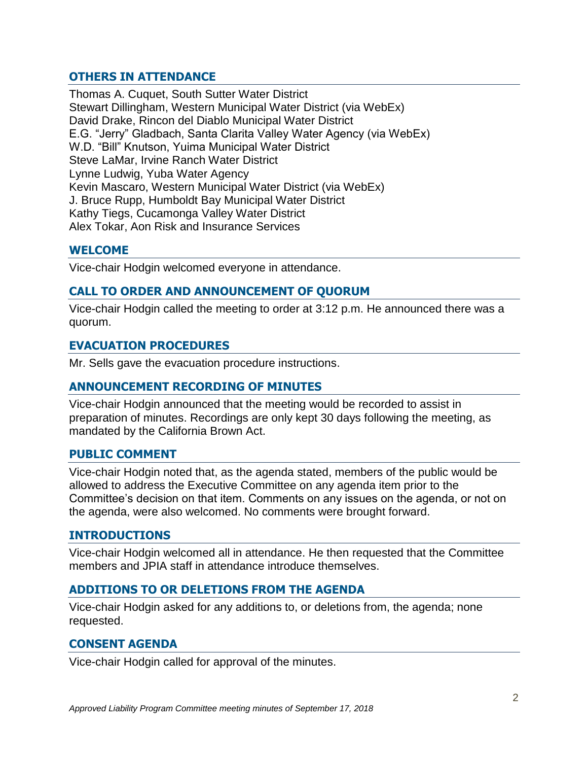## OTHERS IN ATTENDANCE

Thomas A. Cuquet, South Sutter Water District
Stewart Dillingham, Western Municipal Water District (via WebEx)
David Drake, Rincon del Diablo Municipal Water District
E.G. "Jerry" Gladbach, Santa Clarita Valley Water Agency (via WebEx)
W.D. "Bill" Knutson, Yuima Municipal Water District
Steve LaMar, Irvine Ranch Water District
Lynne Ludwig, Yuba Water Agency
Kevin Mascaro, Western Municipal Water District (via WebEx)
J. Bruce Rupp, Humboldt Bay Municipal Water District
Kathy Tiegs, Cucamonga Valley Water District
Alex Tokar, Aon Risk and Insurance Services

## WELCOME

Vice-chair Hodgin welcomed everyone in attendance.

## CALL TO ORDER AND ANNOUNCEMENT OF QUORUM

Vice-chair Hodgin called the meeting to order at 3:12 p.m. He announced there was a quorum.

## EVACUATION PROCEDURES

Mr. Sells gave the evacuation procedure instructions.

## ANNOUNCEMENT RECORDING OF MINUTES

Vice-chair Hodgin announced that the meeting would be recorded to assist in preparation of minutes. Recordings are only kept 30 days following the meeting, as mandated by the California Brown Act.

## PUBLIC COMMENT

Vice-chair Hodgin noted that, as the agenda stated, members of the public would be allowed to address the Executive Committee on any agenda item prior to the Committee's decision on that item. Comments on any issues on the agenda, or not on the agenda, were also welcomed. No comments were brought forward.

## INTRODUCTIONS

Vice-chair Hodgin welcomed all in attendance. He then requested that the Committee members and JPIA staff in attendance introduce themselves.

## ADDITIONS TO OR DELETIONS FROM THE AGENDA

Vice-chair Hodgin asked for any additions to, or deletions from, the agenda; none requested.

## CONSENT AGENDA

Vice-chair Hodgin called for approval of the minutes.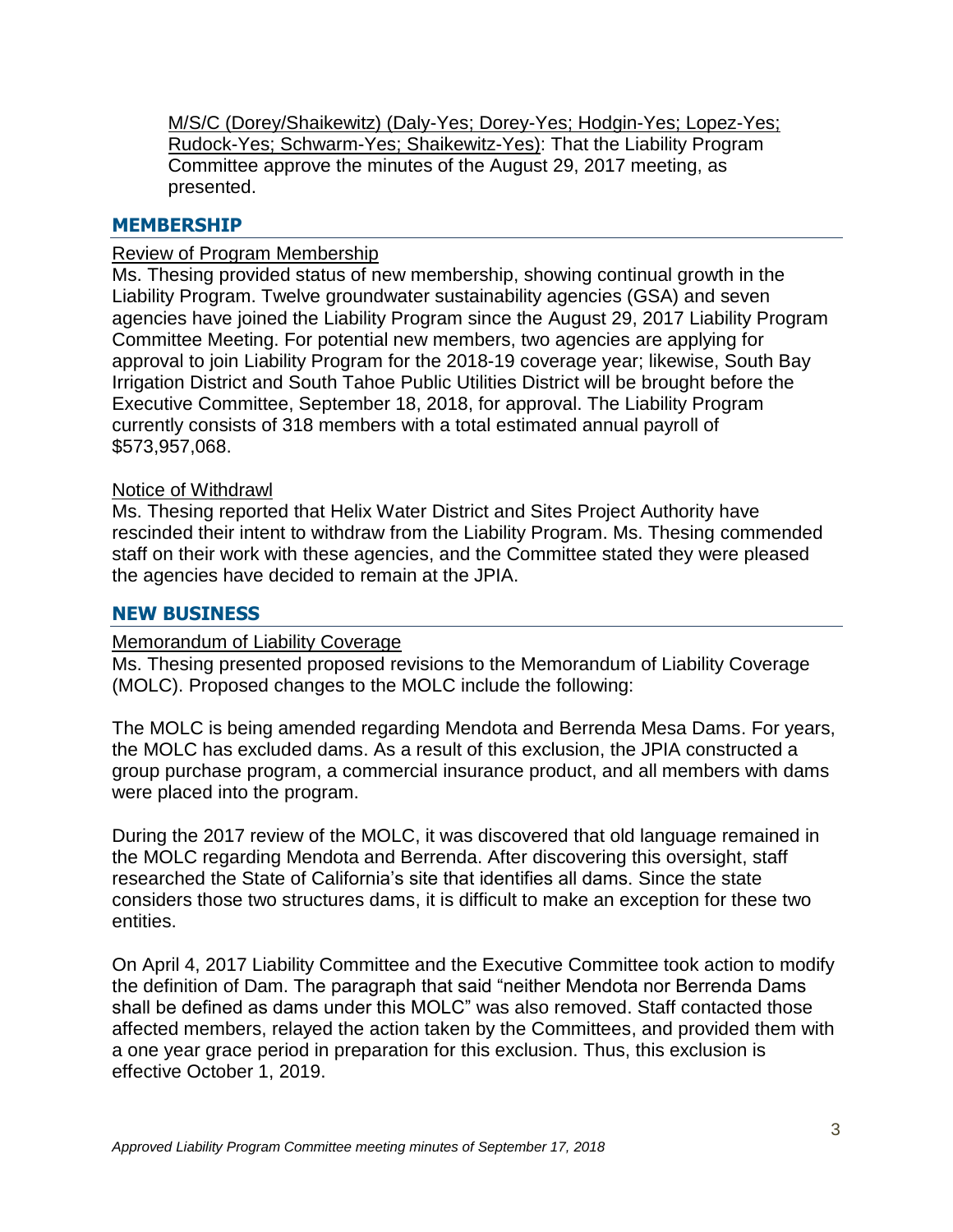M/S/C (Dorey/Shaikewitz) (Daly-Yes; Dorey-Yes; Hodgin-Yes; Lopez-Yes; Rudock-Yes; Schwarm-Yes; Shaikewitz-Yes): That the Liability Program Committee approve the minutes of the August 29, 2017 meeting, as presented.

## MEMBERSHIP

Review of Program Membership

Ms. Thesing provided status of new membership, showing continual growth in the Liability Program. Twelve groundwater sustainability agencies (GSA) and seven agencies have joined the Liability Program since the August 29, 2017 Liability Program Committee Meeting. For potential new members, two agencies are applying for approval to join Liability Program for the 2018-19 coverage year; likewise, South Bay Irrigation District and South Tahoe Public Utilities District will be brought before the Executive Committee, September 18, 2018, for approval. The Liability Program currently consists of 318 members with a total estimated annual payroll of $573,957,068.

Notice of Withdrawl

Ms. Thesing reported that Helix Water District and Sites Project Authority have rescinded their intent to withdraw from the Liability Program. Ms. Thesing commended staff on their work with these agencies, and the Committee stated they were pleased the agencies have decided to remain at the JPIA.

## NEW BUSINESS

Memorandum of Liability Coverage

Ms. Thesing presented proposed revisions to the Memorandum of Liability Coverage (MOLC). Proposed changes to the MOLC include the following:

The MOLC is being amended regarding Mendota and Berrenda Mesa Dams. For years, the MOLC has excluded dams. As a result of this exclusion, the JPIA constructed a group purchase program, a commercial insurance product, and all members with dams were placed into the program.

During the 2017 review of the MOLC, it was discovered that old language remained in the MOLC regarding Mendota and Berrenda. After discovering this oversight, staff researched the State of California's site that identifies all dams. Since the state considers those two structures dams, it is difficult to make an exception for these two entities.

On April 4, 2017 Liability Committee and the Executive Committee took action to modify the definition of Dam. The paragraph that said "neither Mendota nor Berrenda Dams shall be defined as dams under this MOLC" was also removed. Staff contacted those affected members, relayed the action taken by the Committees, and provided them with a one year grace period in preparation for this exclusion. Thus, this exclusion is effective October 1, 2019.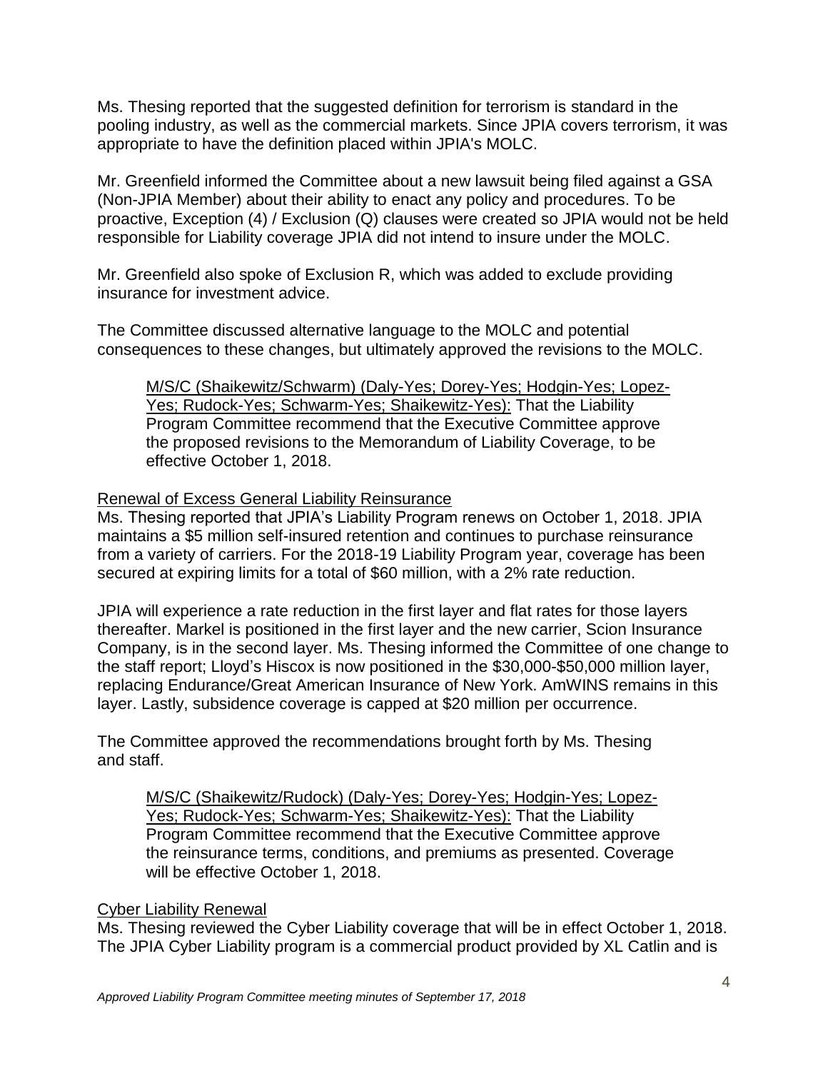Ms. Thesing reported that the suggested definition for terrorism is standard in the pooling industry, as well as the commercial markets. Since JPIA covers terrorism, it was appropriate to have the definition placed within JPIA's MOLC.

Mr. Greenfield informed the Committee about a new lawsuit being filed against a GSA (Non-JPIA Member) about their ability to enact any policy and procedures. To be proactive, Exception (4) / Exclusion (Q) clauses were created so JPIA would not be held responsible for Liability coverage JPIA did not intend to insure under the MOLC.

Mr. Greenfield also spoke of Exclusion R, which was added to exclude providing insurance for investment advice.

The Committee discussed alternative language to the MOLC and potential consequences to these changes, but ultimately approved the revisions to the MOLC.

> <u>M/S/C (Shaikewitz/Schwarm) (Daly-Yes; Dorey-Yes; Hodgin-Yes; Lopez-Yes; Rudock-Yes; Schwarm-Yes; Shaikewitz-Yes):</u> That the Liability Program Committee recommend that the Executive Committee approve the proposed revisions to the Memorandum of Liability Coverage, to be effective October 1, 2018.

<u>Renewal of Excess General Liability Reinsurance</u>

Ms. Thesing reported that JPIA's Liability Program renews on October 1, 2018. JPIA maintains a $5 million self-insured retention and continues to purchase reinsurance from a variety of carriers. For the 2018-19 Liability Program year, coverage has been secured at expiring limits for a total of $60 million, with a 2% rate reduction.

JPIA will experience a rate reduction in the first layer and flat rates for those layers thereafter. Markel is positioned in the first layer and the new carrier, Scion Insurance Company, is in the second layer. Ms. Thesing informed the Committee of one change to the staff report; Lloyd's Hiscox is now positioned in the $30,000-$50,000 million layer, replacing Endurance/Great American Insurance of New York. AmWINS remains in this layer. Lastly, subsidence coverage is capped at $20 million per occurrence.

The Committee approved the recommendations brought forth by Ms. Thesing and staff.

> <u>M/S/C (Shaikewitz/Rudock) (Daly-Yes; Dorey-Yes; Hodgin-Yes; Lopez-Yes; Rudock-Yes; Schwarm-Yes; Shaikewitz-Yes):</u> That the Liability Program Committee recommend that the Executive Committee approve the reinsurance terms, conditions, and premiums as presented. Coverage will be effective October 1, 2018.

<u>Cyber Liability Renewal</u>

Ms. Thesing reviewed the Cyber Liability coverage that will be in effect October 1, 2018. The JPIA Cyber Liability program is a commercial product provided by XL Catlin and is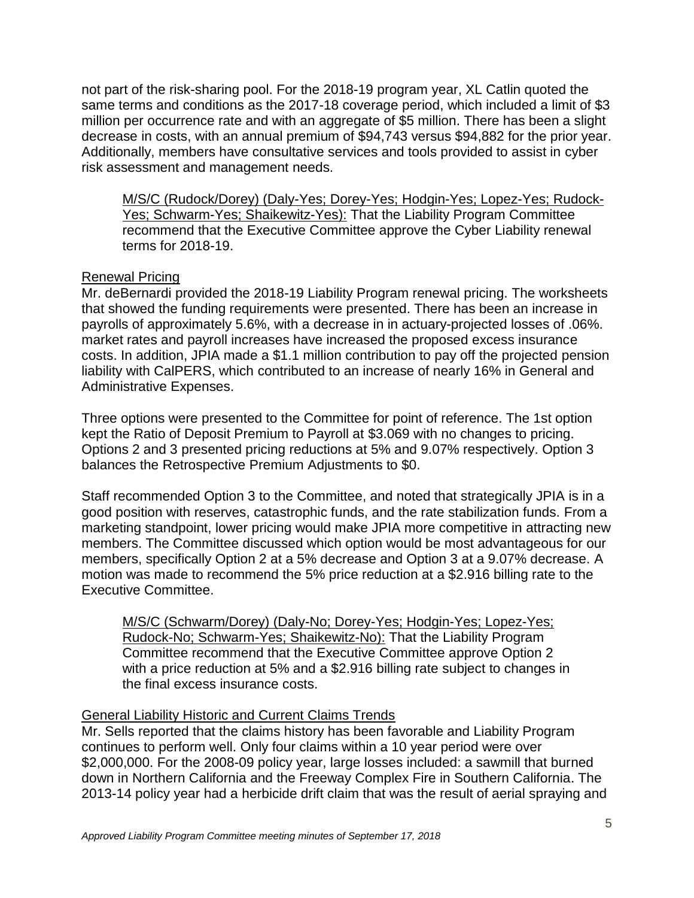not part of the risk-sharing pool. For the 2018-19 program year, XL Catlin quoted the same terms and conditions as the 2017-18 coverage period, which included a limit of $3 million per occurrence rate and with an aggregate of $5 million. There has been a slight decrease in costs, with an annual premium of $94,743 versus $94,882 for the prior year. Additionally, members have consultative services and tools provided to assist in cyber risk assessment and management needs.

> M/S/C (Rudock/Dorey) (Daly-Yes; Dorey-Yes; Hodgin-Yes; Lopez-Yes; Rudock-Yes; Schwarm-Yes; Shaikewitz-Yes): That the Liability Program Committee recommend that the Executive Committee approve the Cyber Liability renewal terms for 2018-19.

Renewal Pricing

Mr. deBernardi provided the 2018-19 Liability Program renewal pricing. The worksheets that showed the funding requirements were presented. There has been an increase in payrolls of approximately 5.6%, with a decrease in in actuary-projected losses of .06%. market rates and payroll increases have increased the proposed excess insurance costs. In addition, JPIA made a $1.1 million contribution to pay off the projected pension liability with CalPERS, which contributed to an increase of nearly 16% in General and Administrative Expenses.

Three options were presented to the Committee for point of reference. The 1st option kept the Ratio of Deposit Premium to Payroll at $3.069 with no changes to pricing. Options 2 and 3 presented pricing reductions at 5% and 9.07% respectively. Option 3 balances the Retrospective Premium Adjustments to $0.

Staff recommended Option 3 to the Committee, and noted that strategically JPIA is in a good position with reserves, catastrophic funds, and the rate stabilization funds. From a marketing standpoint, lower pricing would make JPIA more competitive in attracting new members. The Committee discussed which option would be most advantageous for our members, specifically Option 2 at a 5% decrease and Option 3 at a 9.07% decrease. A motion was made to recommend the 5% price reduction at a $2.916 billing rate to the Executive Committee.

> M/S/C (Schwarm/Dorey) (Daly-No; Dorey-Yes; Hodgin-Yes; Lopez-Yes; Rudock-No; Schwarm-Yes; Shaikewitz-No): That the Liability Program Committee recommend that the Executive Committee approve Option 2 with a price reduction at 5% and a $2.916 billing rate subject to changes in the final excess insurance costs.

General Liability Historic and Current Claims Trends

Mr. Sells reported that the claims history has been favorable and Liability Program continues to perform well. Only four claims within a 10 year period were over $2,000,000. For the 2008-09 policy year, large losses included: a sawmill that burned down in Northern California and the Freeway Complex Fire in Southern California. The 2013-14 policy year had a herbicide drift claim that was the result of aerial spraying and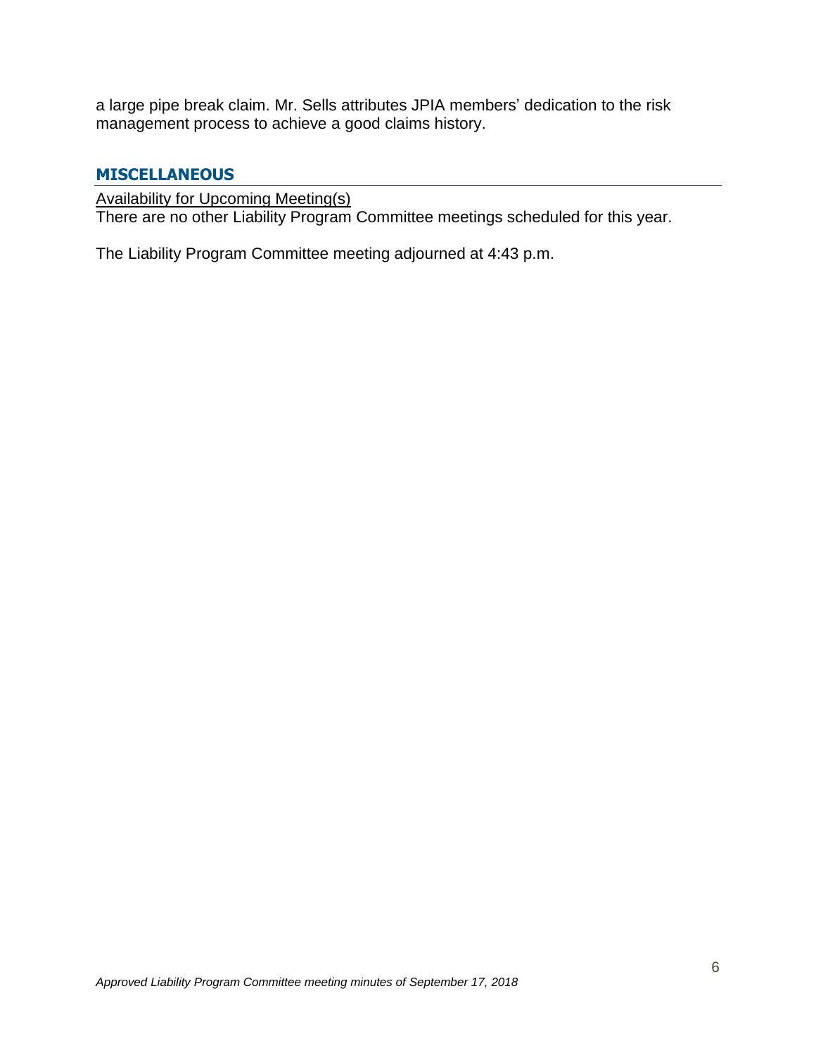a large pipe break claim. Mr. Sells attributes JPIA members' dedication to the risk management process to achieve a good claims history.

## MISCELLANEOUS

Availability for Upcoming Meeting(s)
There are no other Liability Program Committee meetings scheduled for this year.

The Liability Program Committee meeting adjourned at 4:43 p.m.